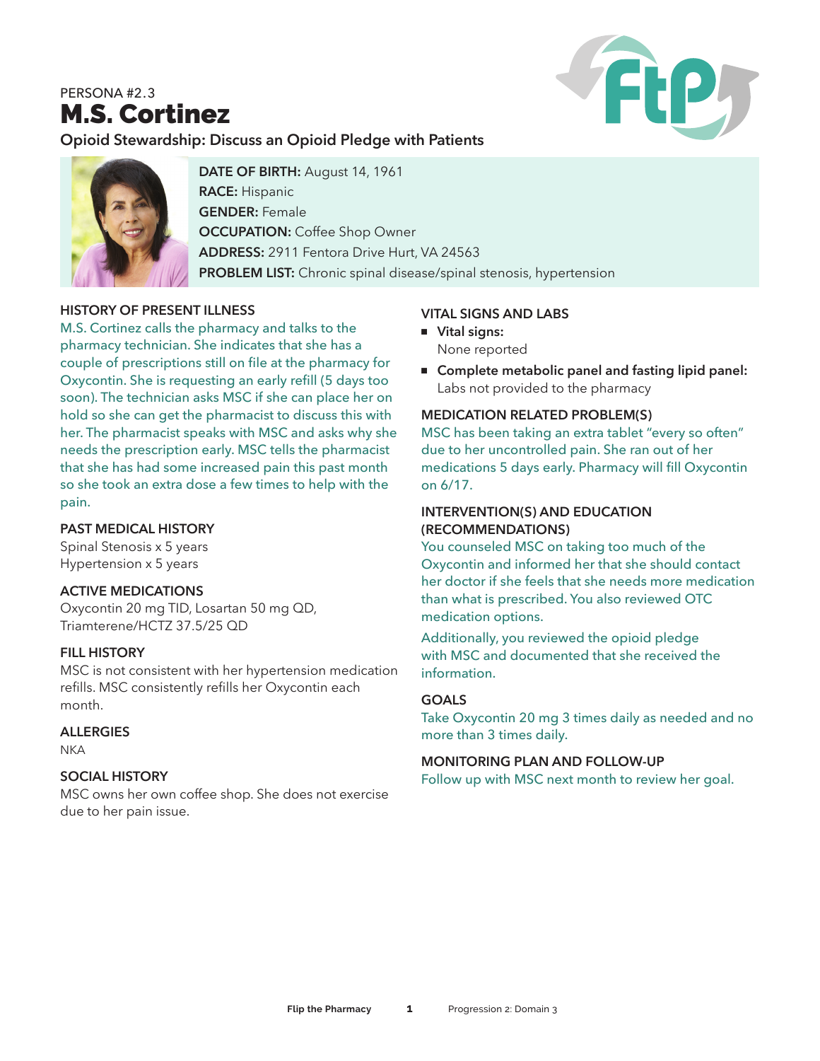PERSONA #2.3

# M.S. Cortinez

## Opioid Stewardship: Discuss an Opioid Pledge with Patients

**DATE OF BIRTH:** August 14, 1961
**RACE:** Hispanic
**GENDER:** Female
**OCCUPATION:** Coffee Shop Owner
**ADDRESS:** 2911 Fentora Drive Hurt, VA 24563
**PROBLEM LIST:** Chronic spinal disease/spinal stenosis, hypertension

### HISTORY OF PRESENT ILLNESS

M.S. Cortinez calls the pharmacy and talks to the pharmacy technician. She indicates that she has a couple of prescriptions still on file at the pharmacy for Oxycontin. She is requesting an early refill (5 days too soon). The technician asks MSC if she can place her on hold so she can get the pharmacist to discuss this with her. The pharmacist speaks with MSC and asks why she needs the prescription early. MSC tells the pharmacist that she has had some increased pain this past month so she took an extra dose a few times to help with the pain.

### PAST MEDICAL HISTORY

Spinal Stenosis x 5 years
Hypertension x 5 years

### ACTIVE MEDICATIONS

Oxycontin 20 mg TID, Losartan 50 mg QD, Triamterene/HCTZ 37.5/25 QD

### FILL HISTORY

MSC is not consistent with her hypertension medication refills. MSC consistently refills her Oxycontin each month.

### ALLERGIES

NKA

### SOCIAL HISTORY

MSC owns her own coffee shop. She does not exercise due to her pain issue.

### VITAL SIGNS AND LABS

- **Vital signs:**
  None reported
- **Complete metabolic panel and fasting lipid panel:**
  Labs not provided to the pharmacy

### MEDICATION RELATED PROBLEM(S)

MSC has been taking an extra tablet "every so often" due to her uncontrolled pain. She ran out of her medications 5 days early. Pharmacy will fill Oxycontin on 6/17.

### INTERVENTION(S) AND EDUCATION (RECOMMENDATIONS)

You counseled MSC on taking too much of the Oxycontin and informed her that she should contact her doctor if she feels that she needs more medication than what is prescribed. You also reviewed OTC medication options.

Additionally, you reviewed the opioid pledge with MSC and documented that she received the information.

### GOALS

Take Oxycontin 20 mg 3 times daily as needed and no more than 3 times daily.

### MONITORING PLAN AND FOLLOW-UP

Follow up with MSC next month to review her goal.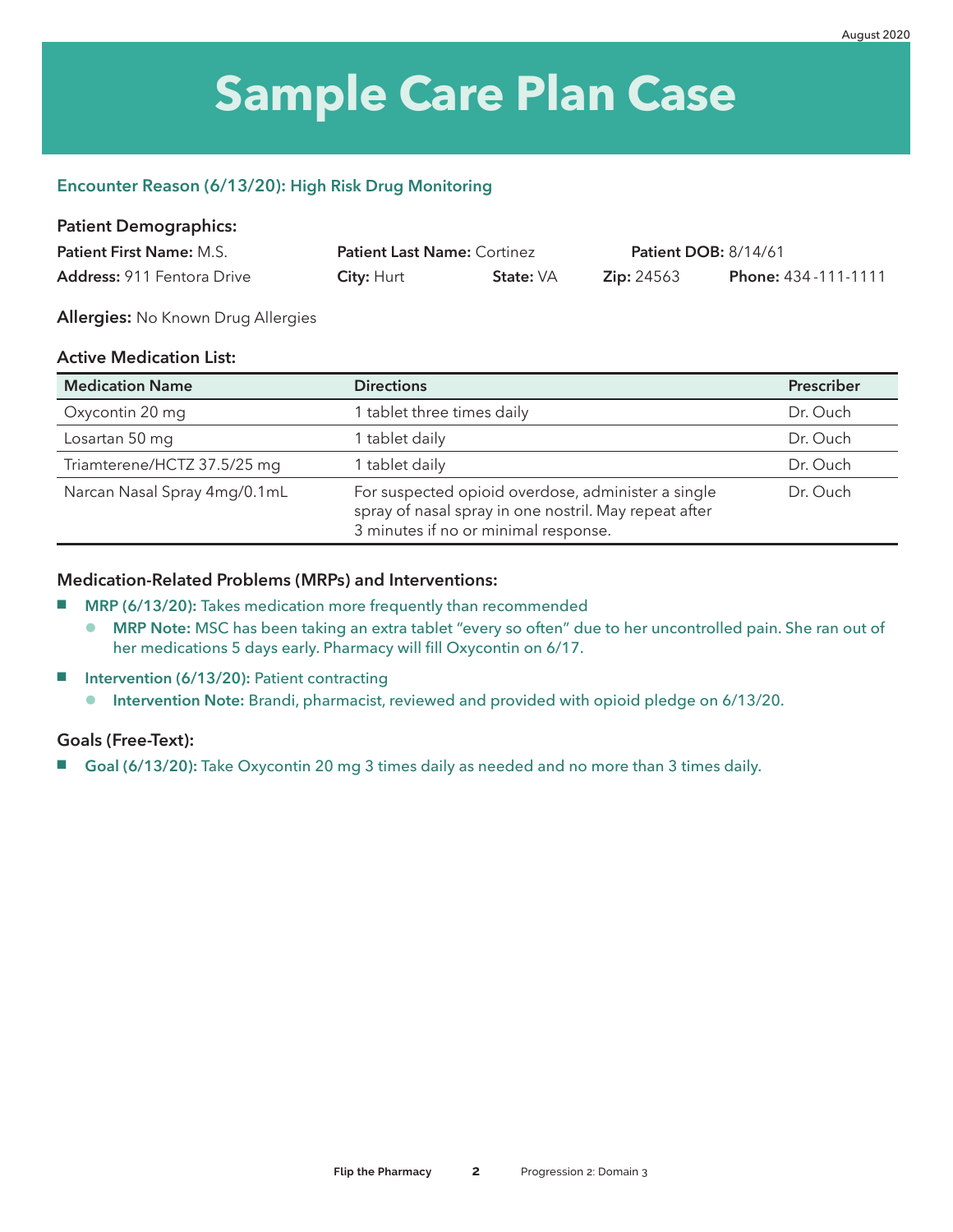# Sample Care Plan Case

### Encounter Reason (6/13/20): High Risk Drug Monitoring

**Patient Demographics:**

**Patient First Name:** M.S. **Patient Last Name:** Cortinez **Patient DOB:** 8/14/61
**Address:** 911 Fentora Drive **City:** Hurt **State:** VA **Zip:** 24563 **Phone:** 434-111-1111

**Allergies:** No Known Drug Allergies

**Active Medication List:**

| Medication Name | Directions | Prescriber |
|---|---|---|
| Oxycontin 20 mg | 1 tablet three times daily | Dr. Ouch |
| Losartan 50 mg | 1 tablet daily | Dr. Ouch |
| Triamterene/HCTZ 37.5/25 mg | 1 tablet daily | Dr. Ouch |
| Narcan Nasal Spray 4mg/0.1mL | For suspected opioid overdose, administer a single spray of nasal spray in one nostril. May repeat after 3 minutes if no or minimal response. | Dr. Ouch |

**Medication-Related Problems (MRPs) and Interventions:**

- **MRP (6/13/20):** Takes medication more frequently than recommended
  - **MRP Note:** MSC has been taking an extra tablet "every so often" due to her uncontrolled pain. She ran out of her medications 5 days early. Pharmacy will fill Oxycontin on 6/17.
- **Intervention (6/13/20):** Patient contracting
  - **Intervention Note:** Brandi, pharmacist, reviewed and provided with opioid pledge on 6/13/20.

**Goals (Free-Text):**

- **Goal (6/13/20):** Take Oxycontin 20 mg 3 times daily as needed and no more than 3 times daily.